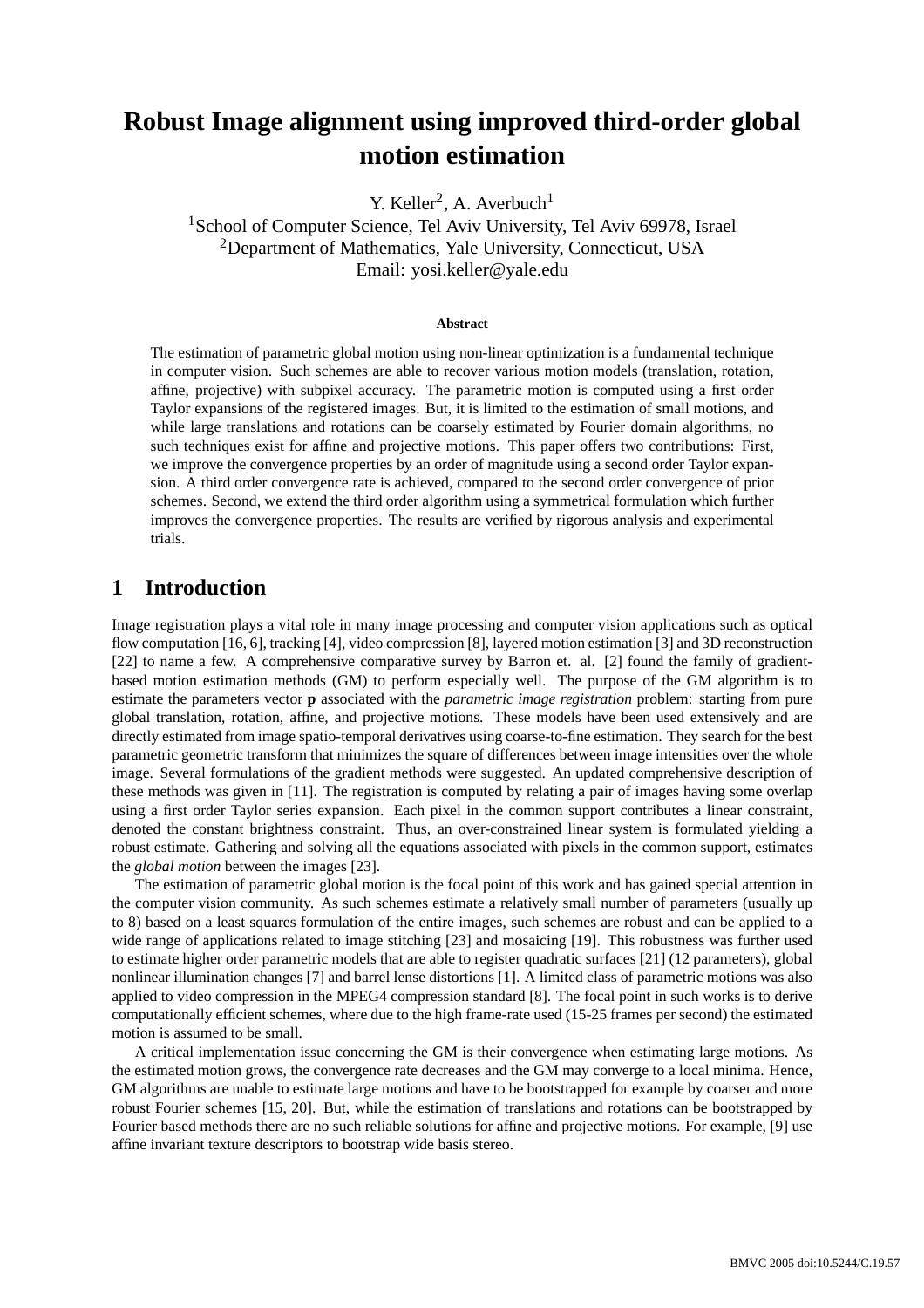# Robust Image alignment using improved third-order global motion estimation

Y. Keller[2], A. Averbuch[1]

[1]School of Computer Science, Tel Aviv University, Tel Aviv 69978, Israel

[2]Department of Mathematics, Yale University, Connecticut, USA

Email: yosi.keller@yale.edu

### Abstract

The estimation of parametric global motion using non-linear optimization is a fundamental technique in computer vision. Such schemes are able to recover various motion models (translation, rotation, affine, projective) with subpixel accuracy. The parametric motion is computed using a first order Taylor expansions of the registered images. But, it is limited to the estimation of small motions, and while large translations and rotations can be coarsely estimated by Fourier domain algorithms, no such techniques exist for affine and projective motions. This paper offers two contributions: First, we improve the convergence properties by an order of magnitude using a second order Taylor expansion. A third order convergence rate is achieved, compared to the second order convergence of prior schemes. Second, we extend the third order algorithm using a symmetrical formulation which further improves the convergence properties. The results are verified by rigorous analysis and experimental trials.

## 1 Introduction

Image registration plays a vital role in many image processing and computer vision applications such as optical flow computation [16, 6], tracking [4], video compression [8], layered motion estimation [3] and 3D reconstruction [22] to name a few. A comprehensive comparative survey by Barron et. al. [2] found the family of gradient-based motion estimation methods (GM) to perform especially well. The purpose of the GM algorithm is to estimate the parameters vector **p** associated with the *parametric image registration* problem: starting from pure global translation, rotation, affine, and projective motions. These models have been used extensively and are directly estimated from image spatio-temporal derivatives using coarse-to-fine estimation. They search for the best parametric geometric transform that minimizes the square of differences between image intensities over the whole image. Several formulations of the gradient methods were suggested. An updated comprehensive description of these methods was given in [11]. The registration is computed by relating a pair of images having some overlap using a first order Taylor series expansion. Each pixel in the common support contributes a linear constraint, denoted the constant brightness constraint. Thus, an over-constrained linear system is formulated yielding a robust estimate. Gathering and solving all the equations associated with pixels in the common support, estimates the *global motion* between the images [23].

The estimation of parametric global motion is the focal point of this work and has gained special attention in the computer vision community. As such schemes estimate a relatively small number of parameters (usually up to 8) based on a least squares formulation of the entire images, such schemes are robust and can be applied to a wide range of applications related to image stitching [23] and mosaicing [19]. This robustness was further used to estimate higher order parametric models that are able to register quadratic surfaces [21] (12 parameters), global nonlinear illumination changes [7] and barrel lense distortions [1]. A limited class of parametric motions was also applied to video compression in the MPEG4 compression standard [8]. The focal point in such works is to derive computationally efficient schemes, where due to the high frame-rate used (15-25 frames per second) the estimated motion is assumed to be small.

A critical implementation issue concerning the GM is their convergence when estimating large motions. As the estimated motion grows, the convergence rate decreases and the GM may converge to a local minima. Hence, GM algorithms are unable to estimate large motions and have to be bootstrapped for example by coarser and more robust Fourier schemes [15, 20]. But, while the estimation of translations and rotations can be bootstrapped by Fourier based methods there are no such reliable solutions for affine and projective motions. For example, [9] use affine invariant texture descriptors to bootstrap wide basis stereo.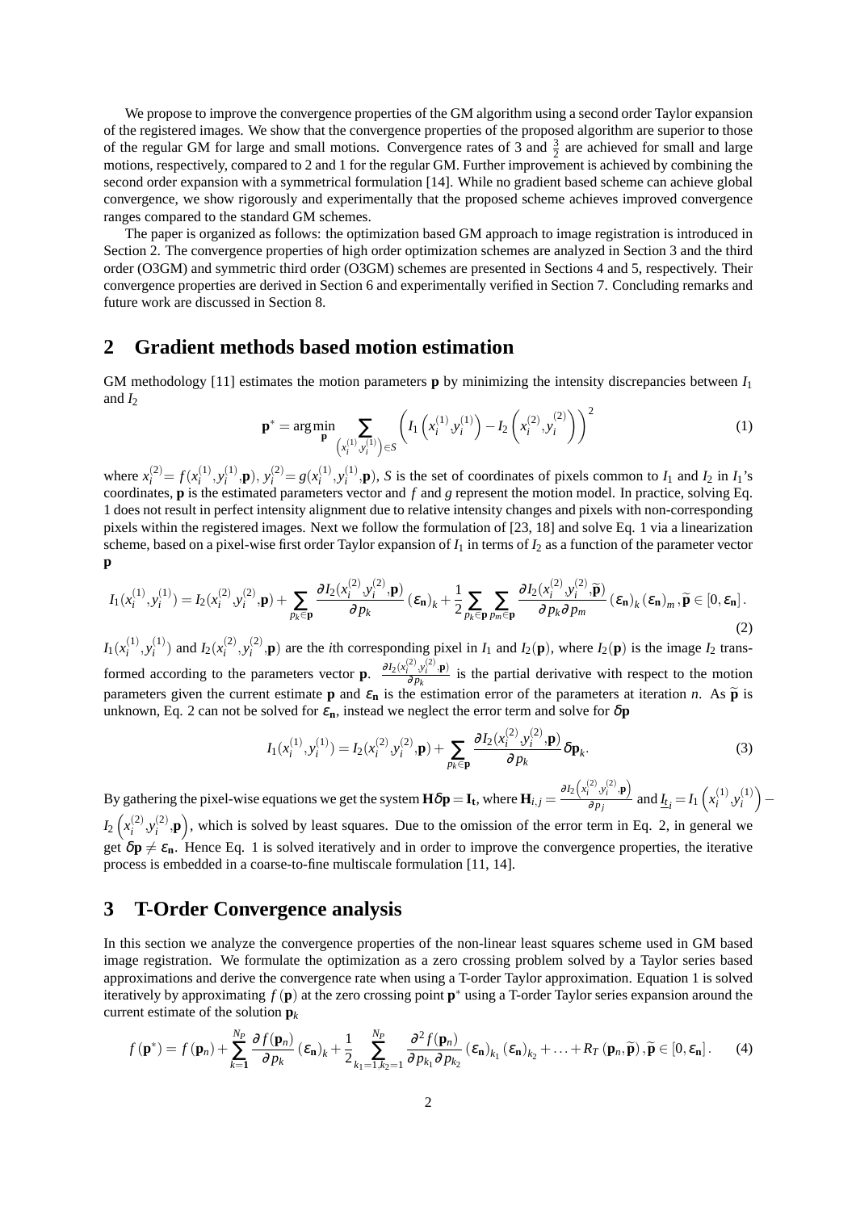We propose to improve the convergence properties of the GM algorithm using a second order Taylor expansion of the registered images. We show that the convergence properties of the proposed algorithm are superior to those of the regular GM for large and small motions. Convergence rates of 3 and $\frac{3}{2}$ are achieved for small and large motions, respectively, compared to 2 and 1 for the regular GM. Further improvement is achieved by combining the second order expansion with a symmetrical formulation [14]. While no gradient based scheme can achieve global convergence, we show rigorously and experimentally that the proposed scheme achieves improved convergence ranges compared to the standard GM schemes.

The paper is organized as follows: the optimization based GM approach to image registration is introduced in Section 2. The convergence properties of high order optimization schemes are analyzed in Section 3 and the third order (O3GM) and symmetric third order (O3GM) schemes are presented in Sections 4 and 5, respectively. Their convergence properties are derived in Section 6 and experimentally verified in Section 7. Concluding remarks and future work are discussed in Section 8.

## 2 Gradient methods based motion estimation

GM methodology [11] estimates the motion parameters $\mathbf{p}$ by minimizing the intensity discrepancies between $I_1$ and $I_2$

$$\mathbf{p}^* = \arg\min_{\mathbf{p}} \sum_{\left(x_i^{(1)}, y_i^{(1)}\right) \in S} \left( I_1\left(x_i^{(1)}, y_i^{(1)}\right) - I_2\left(x_i^{(2)}, y_i^{(2)}\right) \right)^2 \tag{1}$$

where $x_i^{(2)} = f(x_i^{(1)}, y_i^{(1)}, \mathbf{p})$, $y_i^{(2)} = g(x_i^{(1)}, y_i^{(1)}, \mathbf{p})$, $S$ is the set of coordinates of pixels common to $I_1$ and $I_2$ in $I_1$'s coordinates, $\mathbf{p}$ is the estimated parameters vector and $f$ and $g$ represent the motion model. In practice, solving Eq. 1 does not result in perfect intensity alignment due to relative intensity changes and pixels with non-corresponding pixels within the registered images. Next we follow the formulation of [23, 18] and solve Eq. 1 via a linearization scheme, based on a pixel-wise first order Taylor expansion of $I_1$ in terms of $I_2$ as a function of the parameter vector $\mathbf{p}$

$$I_1(x_i^{(1)}, y_i^{(1)}) = I_2(x_i^{(2)}, y_i^{(2)}, \mathbf{p}) + \sum_{p_k \in \mathbf{p}} \frac{\partial I_2(x_i^{(2)}, y_i^{(2)}, \mathbf{p})}{\partial p_k} (\varepsilon_{\mathbf{n}})_k + \frac{1}{2} \sum_{p_k \in \mathbf{p}} \sum_{p_m \in \mathbf{p}} \frac{\partial I_2(x_i^{(2)}, y_i^{(2)}, \widetilde{\mathbf{p}})}{\partial p_k \partial p_m} (\varepsilon_{\mathbf{n}})_k (\varepsilon_{\mathbf{n}})_m, \widetilde{\mathbf{p}} \in [0, \varepsilon_{\mathbf{n}}]. \tag{2}$$

$I_1(x_i^{(1)}, y_i^{(1)})$ and $I_2(x_i^{(2)}, y_i^{(2)}, \mathbf{p})$ are the $i$th corresponding pixel in $I_1$ and $I_2(\mathbf{p})$, where $I_2(\mathbf{p})$ is the image $I_2$ transformed according to the parameters vector $\mathbf{p}$. $\frac{\partial I_2(x_i^{(2)}, y_i^{(2)}, \mathbf{p})}{\partial p_k}$ is the partial derivative with respect to the motion parameters given the current estimate $\mathbf{p}$ and $\varepsilon_{\mathbf{n}}$ is the estimation error of the parameters at iteration $n$. As $\widetilde{\mathbf{p}}$ is unknown, Eq. 2 can not be solved for $\varepsilon_{\mathbf{n}}$, instead we neglect the error term and solve for $\delta\mathbf{p}$

$$I_1(x_i^{(1)}, y_i^{(1)}) = I_2(x_i^{(2)}, y_i^{(2)}, \mathbf{p}) + \sum_{p_k \in \mathbf{p}} \frac{\partial I_2(x_i^{(2)}, y_i^{(2)}, \mathbf{p})}{\partial p_k} \delta\mathbf{p}_k. \tag{3}$$

By gathering the pixel-wise equations we get the system $\mathbf{H}\delta\mathbf{p} = \mathbf{I_t}$, where $\mathbf{H}_{i,j} = \frac{\partial I_2\left(x_i^{(2)}, y_i^{(2)}, \mathbf{p}\right)}{\partial p_j}$ and $\underline{I_t}_i = I_1\left(x_i^{(1)}, y_i^{(1)}\right) - I_2\left(x_i^{(2)}, y_i^{(2)}, \mathbf{p}\right)$, which is solved by least squares. Due to the omission of the error term in Eq. 2, in general we get $\delta\mathbf{p} \neq \varepsilon_{\mathbf{n}}$. Hence Eq. 1 is solved iteratively and in order to improve the convergence properties, the iterative process is embedded in a coarse-to-fine multiscale formulation [11, 14].

## 3 T-Order Convergence analysis

In this section we analyze the convergence properties of the non-linear least squares scheme used in GM based image registration. We formulate the optimization as a zero crossing problem solved by a Taylor series based approximations and derive the convergence rate when using a T-order Taylor approximation. Equation 1 is solved iteratively by approximating $f(\mathbf{p})$ at the zero crossing point $\mathbf{p}^*$ using a T-order Taylor series expansion around the current estimate of the solution $\mathbf{p}_k$

$$f(\mathbf{p}^*) = f(\mathbf{p}_n) + \sum_{k=\mathbf{1}}^{N_P} \frac{\partial f(\mathbf{p}_n)}{\partial p_k} (\varepsilon_{\mathbf{n}})_k + \frac{1}{2} \sum_{k_1=1, k_2=1}^{N_P} \frac{\partial^2 f(\mathbf{p}_n)}{\partial p_{k_1} \partial p_{k_2}} (\varepsilon_{\mathbf{n}})_{k_1} (\varepsilon_{\mathbf{n}})_{k_2} + \ldots + R_T(\mathbf{p}_n, \widetilde{\mathbf{p}}), \widetilde{\mathbf{p}} \in [0, \varepsilon_{\mathbf{n}}]. \tag{4}$$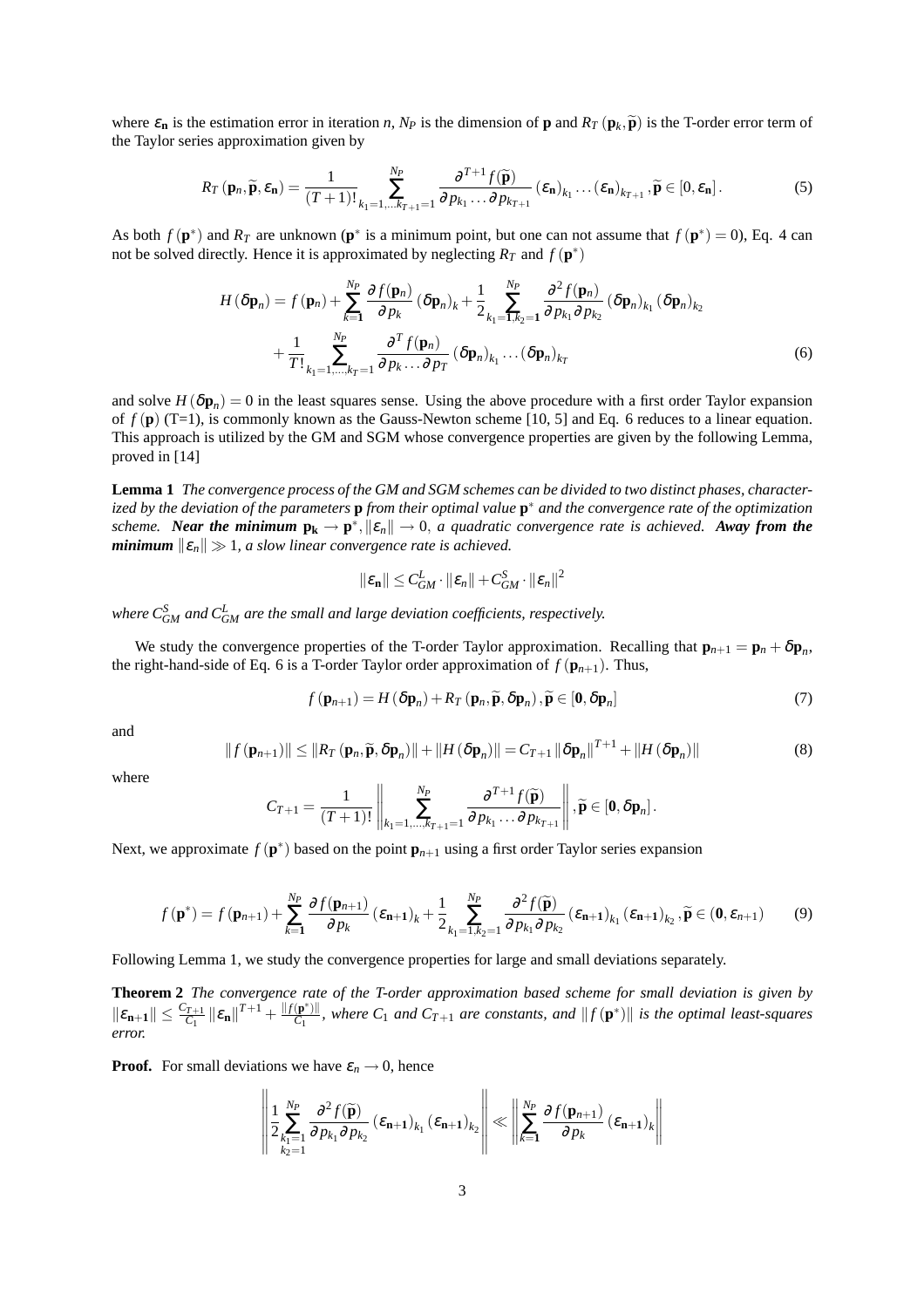where $\varepsilon_{\mathbf{n}}$ is the estimation error in iteration $n$, $N_P$ is the dimension of $\mathbf{p}$ and $R_T(\mathbf{p}_k, \widetilde{\mathbf{p}})$ is the T-order error term of the Taylor series approximation given by

$$R_T(\mathbf{p}_n, \widetilde{\mathbf{p}}, \varepsilon_{\mathbf{n}}) = \frac{1}{(T+1)!} \sum_{k_1=1,\ldots k_{T+1}=1}^{N_P} \frac{\partial^{T+1} f(\widetilde{\mathbf{p}})}{\partial p_{k_1} \ldots \partial p_{k_{T+1}}} (\varepsilon_{\mathbf{n}})_{k_1} \ldots (\varepsilon_{\mathbf{n}})_{k_{T+1}}, \widetilde{\mathbf{p}} \in [0, \varepsilon_{\mathbf{n}}]. \tag{5}$$

As both $f(\mathbf{p}^*)$ and $R_T$ are unknown ($\mathbf{p}^*$ is a minimum point, but one can not assume that $f(\mathbf{p}^*) = 0$), Eq. 4 can not be solved directly. Hence it is approximated by neglecting $R_T$ and $f(\mathbf{p}^*)$

$$\begin{aligned} H(\delta \mathbf{p}_n) = f(\mathbf{p}_n) &+ \sum_{k=\mathbf{1}}^{N_P} \frac{\partial f(\mathbf{p}_n)}{\partial p_k} (\delta \mathbf{p}_n)_k + \frac{1}{2} \sum_{k_1=\mathbf{1}, k_2=\mathbf{1}}^{N_P} \frac{\partial^2 f(\mathbf{p}_n)}{\partial p_{k_1} \partial p_{k_2}} (\delta \mathbf{p}_n)_{k_1} (\delta \mathbf{p}_n)_{k_2} \\ &+ \frac{1}{T!} \sum_{k_1=1,\ldots,k_T=1}^{N_P} \frac{\partial^T f(\mathbf{p}_n)}{\partial p_k \ldots \partial p_T} (\delta \mathbf{p}_n)_{k_1} \ldots (\delta \mathbf{p}_n)_{k_T} \end{aligned} \tag{6}$$

and solve $H(\delta \mathbf{p}_n) = 0$ in the least squares sense. Using the above procedure with a first order Taylor expansion of $f(\mathbf{p})$ (T=1), is commonly known as the Gauss-Newton scheme [10, 5] and Eq. 6 reduces to a linear equation. This approach is utilized by the GM and SGM whose convergence properties are given by the following Lemma, proved in [14]

**Lemma 1** *The convergence process of the GM and SGM schemes can be divided to two distinct phases, characterized by the deviation of the parameters* $\mathbf{p}$ *from their optimal value* $\mathbf{p}^*$ *and the convergence rate of the optimization scheme.* ***Near the minimum*** $\mathbf{p_k} \to \mathbf{p}^*, \|\varepsilon_n\| \to 0$, *a quadratic convergence rate is achieved.* ***Away from the minimum*** $\|\varepsilon_n\| \gg 1$, *a slow linear convergence rate is achieved.*

$$\|\varepsilon_{\mathbf{n}}\| \le C_{GM}^L \cdot \|\varepsilon_n\| + C_{GM}^S \cdot \|\varepsilon_n\|^2$$

*where* $C_{GM}^S$ *and* $C_{GM}^L$ *are the small and large deviation coefficients, respectively.*

We study the convergence properties of the T-order Taylor approximation. Recalling that $\mathbf{p}_{n+1} = \mathbf{p}_n + \delta \mathbf{p}_n$, the right-hand-side of Eq. 6 is a T-order Taylor order approximation of $f(\mathbf{p}_{n+1})$. Thus,

$$f(\mathbf{p}_{n+1}) = H(\delta \mathbf{p}_n) + R_T(\mathbf{p}_n, \widetilde{\mathbf{p}}, \delta \mathbf{p}_n), \widetilde{\mathbf{p}} \in [\mathbf{0}, \delta \mathbf{p}_n] \tag{7}$$

and

$$\|f(\mathbf{p}_{n+1})\| \le \|R_T(\mathbf{p}_n, \widetilde{\mathbf{p}}, \delta \mathbf{p}_n)\| + \|H(\delta \mathbf{p}_n)\| = C_{T+1} \|\delta \mathbf{p}_n\|^{T+1} + \|H(\delta \mathbf{p}_n)\| \tag{8}$$

where

$$C_{T+1} = \frac{1}{(T+1)!} \left\| \sum_{k_1=1,\ldots,k_{T+1}=1}^{N_P} \frac{\partial^{T+1} f(\widetilde{\mathbf{p}})}{\partial p_{k_1} \ldots \partial p_{k_{T+1}}} \right\|, \widetilde{\mathbf{p}} \in [\mathbf{0}, \delta \mathbf{p}_n].$$

Next, we approximate $f(\mathbf{p}^*)$ based on the point $\mathbf{p}_{n+1}$ using a first order Taylor series expansion

$$f(\mathbf{p}^*) = f(\mathbf{p}_{n+1}) + \sum_{k=\mathbf{1}}^{N_P} \frac{\partial f(\mathbf{p}_{n+1})}{\partial p_k} (\varepsilon_{\mathbf{n+1}})_k + \frac{1}{2} \sum_{k_1=1, k_2=1}^{N_P} \frac{\partial^2 f(\widetilde{\mathbf{p}})}{\partial p_{k_1} \partial p_{k_2}} (\varepsilon_{\mathbf{n+1}})_{k_1} (\varepsilon_{\mathbf{n+1}})_{k_2}, \widetilde{\mathbf{p}} \in (\mathbf{0}, \varepsilon_{n+1}) \tag{9}$$

Following Lemma 1, we study the convergence properties for large and small deviations separately.

**Theorem 2** *The convergence rate of the T-order approximation based scheme for small deviation is given by* $\|\varepsilon_{\mathbf{n+1}}\| \le \frac{C_{T+1}}{C_1} \|\varepsilon_{\mathbf{n}}\|^{T+1} + \frac{\|f(\mathbf{p}^*)\|}{C_1}$, *where* $C_1$ *and* $C_{T+1}$ *are constants, and* $\|f(\mathbf{p}^*)\|$ *is the optimal least-squares error.*

**Proof.** For small deviations we have $\varepsilon_n \to 0$, hence

$$\left\| \frac{1}{2} \sum_{\substack{k_1=1 \\ k_2=1}}^{N_P} \frac{\partial^2 f(\widetilde{\mathbf{p}})}{\partial p_{k_1} \partial p_{k_2}} (\varepsilon_{\mathbf{n+1}})_{k_1} (\varepsilon_{\mathbf{n+1}})_{k_2} \right\| \ll \left\| \sum_{k=\mathbf{1}}^{N_P} \frac{\partial f(\mathbf{p}_{n+1})}{\partial p_k} (\varepsilon_{\mathbf{n+1}})_k \right\|$$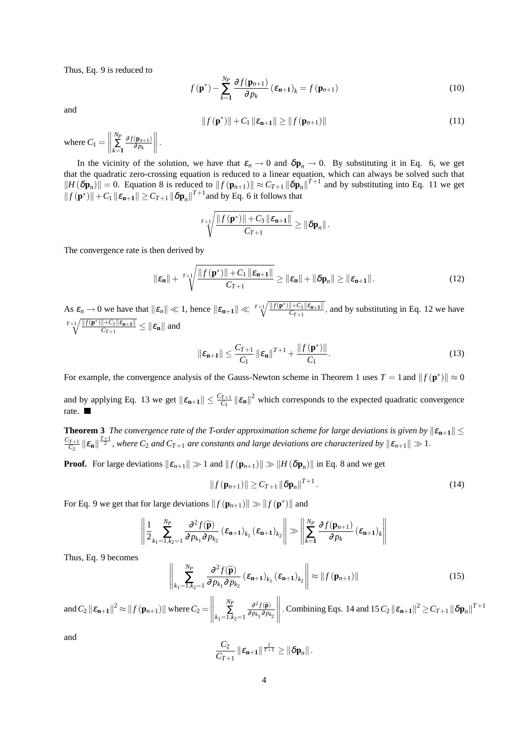Thus, Eq. 9 is reduced to

$$f(\mathbf{p}^{*})-\sum_{k=\mathbf{1}}^{N_P}\frac{\partial f(\mathbf{p}_{n+1})}{\partial p_k}(\varepsilon_{\mathbf{n+1}})_k=f(\mathbf{p}_{n+1}) \tag{10}$$

and

$$\|f(\mathbf{p}^{*})\|+C_1\|\varepsilon_{\mathbf{n+1}}\|\geq\|f(\mathbf{p}_{n+1})\| \tag{11}$$

where $C_1=\left\|\sum_{k=\mathbf{1}}^{N_P}\frac{\partial f(\mathbf{p}_{n+1})}{\partial p_k}\right\|$.

In the vicinity of the solution, we have that $\varepsilon_n\rightarrow 0$ and $\delta\mathbf{p}_n\rightarrow 0$. By substituting it in Eq. 6, we get that the quadratic zero-crossing equation is reduced to a linear equation, which can always be solved such that $\|H(\delta\mathbf{p}_n)\|=0$. Equation 8 is reduced to $\|f(\mathbf{p}_{n+1})\|\approx C_{T+1}\|\delta\mathbf{p}_n\|^{T+1}$ and by substituting into Eq. 11 we get $\|f(\mathbf{p}^{*})\|+C_1\|\varepsilon_{\mathbf{n+1}}\|\geq C_{T+1}\|\delta\mathbf{p}_n\|^{T+1}$and by Eq. 6 it follows that

$$\sqrt[T+1]{\frac{\|f(\mathbf{p}^{*})\|+C_3\|\varepsilon_{\mathbf{n+1}}\|}{C_{T+1}}}\geq\|\delta\mathbf{p}_n\|.$$

The convergence rate is then derived by

$$\|\varepsilon_{\mathbf{n}}\|+\sqrt[T+1]{\frac{\|f(\mathbf{p}^{*})\|+C_1\|\varepsilon_{\mathbf{n+1}}\|}{C_{T+1}}}\geq\|\varepsilon_{\mathbf{n}}\|+\|\delta\mathbf{p}_n\|\geq\|\varepsilon_{\mathbf{n+1}}\|. \tag{12}$$

As $\varepsilon_n\rightarrow 0$ we have that $\|\varepsilon_n\|\ll 1$, hence $\|\varepsilon_{\mathbf{n+1}}\|\ll\sqrt[T+1]{\frac{\|f(\mathbf{p}^{*})\|+C_1\|\varepsilon_{\mathbf{n+1}}\|}{C_{T+1}}}$, and by substituting in Eq. 12 we have $\sqrt[T+1]{\frac{\|f(\mathbf{p}^{*})\|+C_1\|\varepsilon_{\mathbf{n+1}}\|}{C_{T+1}}}\leq\|\varepsilon_{\mathbf{n}}\|$ and

$$\|\varepsilon_{\mathbf{n+1}}\|\leq\frac{C_{T+1}}{C_1}\|\varepsilon_{\mathbf{n}}\|^{T+1}+\frac{\|f(\mathbf{p}^{*})\|}{C_1}. \tag{13}$$

For example, the convergence analysis of the Gauss-Newton scheme in Theorem 1 uses $T=1$ and $\|f(\mathbf{p}^{*})\|\approx 0$ and by applying Eq. 13 we get $\|\varepsilon_{\mathbf{n+1}}\|\leq\frac{C_{T+1}}{C_1}\|\varepsilon_{\mathbf{n}}\|^2$ which corresponds to the expected quadratic convergence rate. ■

**Theorem 3** *The convergence rate of the T-order approximation scheme for large deviations is given by* $\|\varepsilon_{\mathbf{n+1}}\|\leq\frac{C_{T+1}}{C_2}\|\varepsilon_{\mathbf{n}}\|^{\frac{T+1}{2}}$*, where* $C_2$ *and* $C_{T+1}$ *are constants and large deviations are characterized by* $\|\varepsilon_{n+1}\|\gg 1$.

**Proof.** For large deviations $\|\varepsilon_{n+1}\|\gg 1$ and $\|f(\mathbf{p}_{n+1})\|\gg\|H(\delta\mathbf{p}_n)\|$ in Eq. 8 and we get

$$\|f(\mathbf{p}_{n+1})\|\geq C_{T+1}\|\delta\mathbf{p}_n\|^{T+1}. \tag{14}$$

For Eq. 9 we get that for large deviations $\|f(\mathbf{p}_{n+1})\|\gg\|f(\mathbf{p}^{*})\|$ and

$$\left\|\frac{1}{2}\sum_{k_1=1,k_2=1}^{N_P}\frac{\partial^2 f(\widetilde{\mathbf{p}})}{\partial p_{k_1}\partial p_{k_2}}(\varepsilon_{\mathbf{n+1}})_{k_1}(\varepsilon_{\mathbf{n+1}})_{k_2}\right\|\gg\left\|\sum_{k=\mathbf{1}}^{N_P}\frac{\partial f(\mathbf{p}_{n+1})}{\partial p_k}(\varepsilon_{\mathbf{n+1}})_k\right\|$$

Thus, Eq. 9 becomes

$$\left\|\sum_{k_1=1,k_2=1}^{N_P}\frac{\partial^2 f(\widetilde{\mathbf{p}})}{\partial p_{k_1}\partial p_{k_2}}(\varepsilon_{\mathbf{n+1}})_{k_1}(\varepsilon_{\mathbf{n+1}})_{k_2}\right\|\approx\|f(\mathbf{p}_{n+1})\| \tag{15}$$

and $C_2\|\varepsilon_{\mathbf{n+1}}\|^2\approx\|f(\mathbf{p}_{n+1})\|$ where $C_2=\left\|\sum_{k_1=1,k_2=1}^{N_P}\frac{\partial^2 f(\widetilde{\mathbf{p}})}{\partial p_{k_1}\partial p_{k_2}}\right\|$. Combining Eqs. 14 and 15 $C_2\|\varepsilon_{\mathbf{n+1}}\|^2\geq C_{T+1}\|\delta\mathbf{p}_n\|^{T+1}$

and

$$\frac{C_2}{C_{T+1}}\|\varepsilon_{\mathbf{n+1}}\|^{\frac{2}{T+1}}\geq\|\delta\mathbf{p}_n\|.$$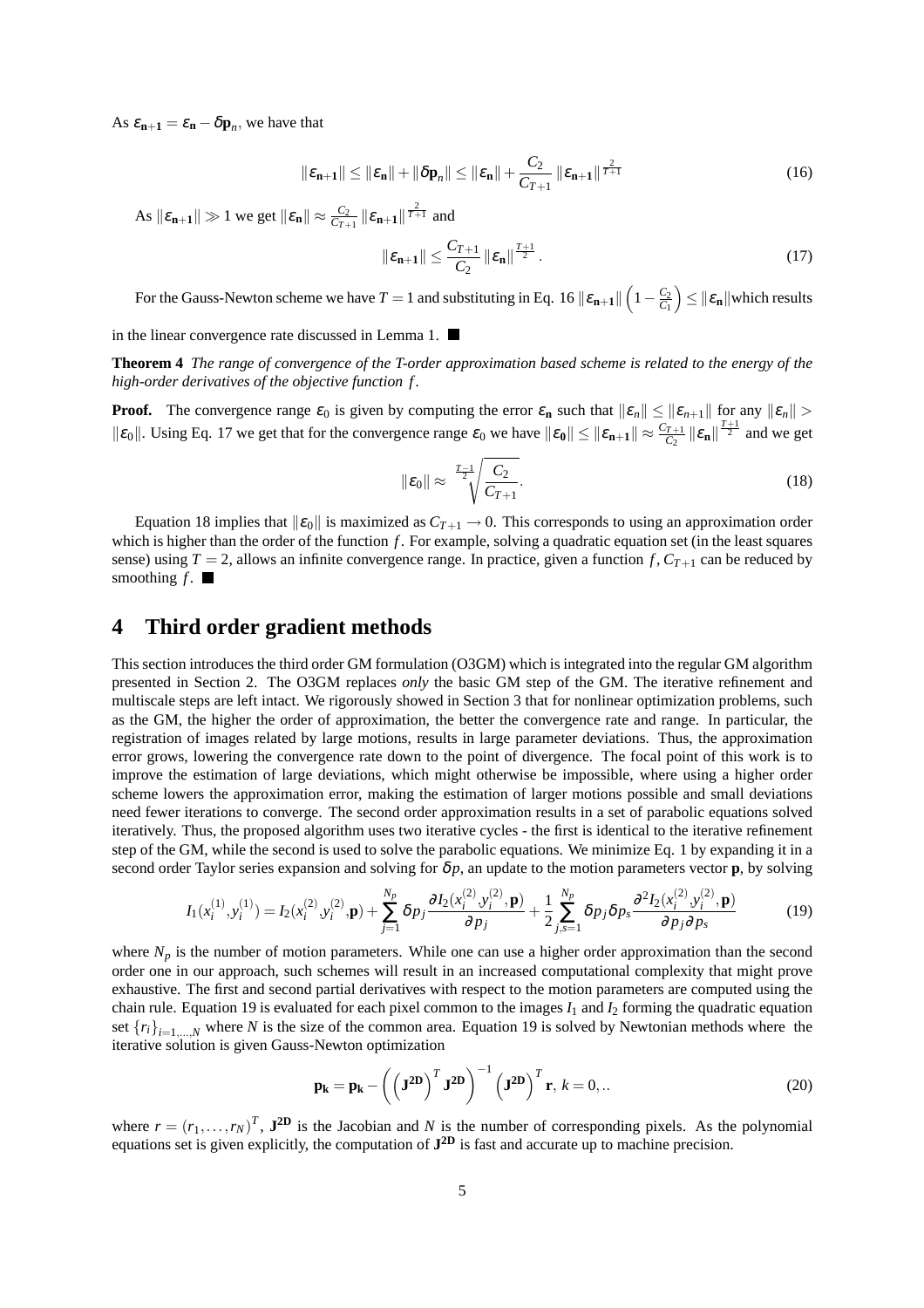As $\varepsilon_{\mathbf{n+1}} = \varepsilon_{\mathbf{n}} - \delta\mathbf{p}_n$, we have that

$$\|\varepsilon_{\mathbf{n+1}}\| \leq \|\varepsilon_{\mathbf{n}}\| + \|\delta\mathbf{p}_n\| \leq \|\varepsilon_{\mathbf{n}}\| + \frac{C_2}{C_{T+1}} \|\varepsilon_{\mathbf{n+1}}\|^{\frac{2}{T+1}} \tag{16}$$

As $\|\varepsilon_{\mathbf{n+1}}\| \gg 1$ we get $\|\varepsilon_{\mathbf{n}}\| \approx \frac{C_2}{C_{T+1}} \|\varepsilon_{\mathbf{n+1}}\|^{\frac{2}{T+1}}$ and

$$\|\varepsilon_{\mathbf{n+1}}\| \leq \frac{C_{T+1}}{C_2} \|\varepsilon_{\mathbf{n}}\|^{\frac{T+1}{2}}. \tag{17}$$

For the Gauss-Newton scheme we have $T = 1$ and substituting in Eq. 16 $\|\varepsilon_{\mathbf{n+1}}\| \left(1 - \frac{C_2}{C_1}\right) \leq \|\varepsilon_{\mathbf{n}}\|$which results in the linear convergence rate discussed in Lemma 1. ■

**Theorem 4** *The range of convergence of the T-order approximation based scheme is related to the energy of the high-order derivatives of the objective function $f$.*

**Proof.** The convergence range $\varepsilon_0$ is given by computing the error $\varepsilon_{\mathbf{n}}$ such that $\|\varepsilon_n\| \leq \|\varepsilon_{n+1}\|$ for any $\|\varepsilon_n\| > \|\varepsilon_0\|$. Using Eq. 17 we get that for the convergence range $\varepsilon_0$ we have $\|\varepsilon_{\mathbf{0}}\| \leq \|\varepsilon_{\mathbf{n+1}}\| \approx \frac{C_{T+1}}{C_2} \|\varepsilon_{\mathbf{n}}\|^{\frac{T+1}{2}}$ and we get

$$\|\varepsilon_0\| \approx \sqrt[\frac{T-1}{2}]{\frac{C_2}{C_{T+1}}}. \tag{18}$$

Equation 18 implies that $\|\varepsilon_0\|$ is maximized as $C_{T+1} \to 0$. This corresponds to using an approximation order which is higher than the order of the function $f$. For example, solving a quadratic equation set (in the least squares sense) using $T = 2$, allows an infinite convergence range. In practice, given a function $f$, $C_{T+1}$ can be reduced by smoothing $f$. ■

# 4 Third order gradient methods

This section introduces the third order GM formulation (O3GM) which is integrated into the regular GM algorithm presented in Section 2. The O3GM replaces *only* the basic GM step of the GM. The iterative refinement and multiscale steps are left intact. We rigorously showed in Section 3 that for nonlinear optimization problems, such as the GM, the higher the order of approximation, the better the convergence rate and range. In particular, the registration of images related by large motions, results in large parameter deviations. Thus, the approximation error grows, lowering the convergence rate down to the point of divergence. The focal point of this work is to improve the estimation of large deviations, which might otherwise be impossible, where using a higher order scheme lowers the approximation error, making the estimation of larger motions possible and small deviations need fewer iterations to converge. The second order approximation results in a set of parabolic equations solved iteratively. Thus, the proposed algorithm uses two iterative cycles - the first is identical to the iterative refinement step of the GM, while the second is used to solve the parabolic equations. We minimize Eq. 1 by expanding it in a second order Taylor series expansion and solving for $\delta p$, an update to the motion parameters vector $\mathbf{p}$, by solving

$$I_1(x_i^{(1)}, y_i^{(1)}) = I_2(x_i^{(2)}, y_i^{(2)}, \mathbf{p}) + \sum_{j=1}^{N_p} \delta p_j \frac{\partial I_2(x_i^{(2)}, y_i^{(2)}, \mathbf{p})}{\partial p_j} + \frac{1}{2} \sum_{j,s=1}^{N_p} \delta p_j \delta p_s \frac{\partial^2 I_2(x_i^{(2)}, y_i^{(2)}, \mathbf{p})}{\partial p_j \partial p_s} \tag{19}$$

where $N_p$ is the number of motion parameters. While one can use a higher order approximation than the second order one in our approach, such schemes will result in an increased computational complexity that might prove exhaustive. The first and second partial derivatives with respect to the motion parameters are computed using the chain rule. Equation 19 is evaluated for each pixel common to the images $I_1$ and $I_2$ forming the quadratic equation set $\{r_i\}_{i=1,\ldots,N}$ where $N$ is the size of the common area. Equation 19 is solved by Newtonian methods where the iterative solution is given Gauss-Newton optimization

$$\mathbf{p_k} = \mathbf{p_k} - \left( \left(\mathbf{J^{2D}}\right)^T \mathbf{J^{2D}} \right)^{-1} \left(\mathbf{J^{2D}}\right)^T \mathbf{r}, \; k = 0, .. \tag{20}$$

where $r = (r_1, \ldots, r_N)^T$, $\mathbf{J^{2D}}$ is the Jacobian and $N$ is the number of corresponding pixels. As the polynomial equations set is given explicitly, the computation of $\mathbf{J^{2D}}$ is fast and accurate up to machine precision.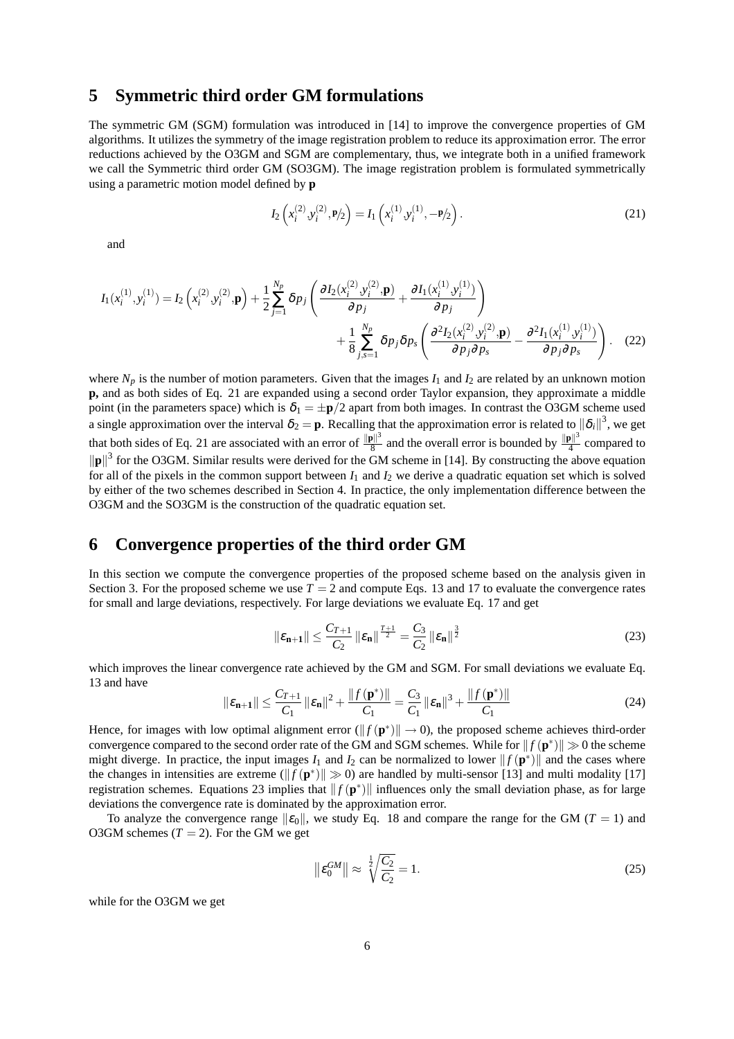## 5 Symmetric third order GM formulations

The symmetric GM (SGM) formulation was introduced in [14] to improve the convergence properties of GM algorithms. It utilizes the symmetry of the image registration problem to reduce its approximation error. The error reductions achieved by the O3GM and SGM are complementary, thus, we integrate both in a unified framework we call the Symmetric third order GM (SO3GM). The image registration problem is formulated symmetrically using a parametric motion model defined by **p**

$$I_2\left(x_i^{(2)},y_i^{(2)},\mathbf{p}/2\right) = I_1\left(x_i^{(1)},y_i^{(1)},-\mathbf{p}/2\right). \tag{21}$$

and

$$I_1(x_i^{(1)},y_i^{(1)}) = I_2\left(x_i^{(2)},y_i^{(2)},\mathbf{p}\right) + \frac{1}{2}\sum_{j=1}^{N_p}\delta p_j\left(\frac{\partial I_2(x_i^{(2)},y_i^{(2)},\mathbf{p})}{\partial p_j} + \frac{\partial I_1(x_i^{(1)},y_i^{(1)})}{\partial p_j}\right) + \frac{1}{8}\sum_{j,s=1}^{N_p}\delta p_j\delta p_s\left(\frac{\partial^2 I_2(x_i^{(2)},y_i^{(2)},\mathbf{p})}{\partial p_j\partial p_s} - \frac{\partial^2 I_1(x_i^{(1)},y_i^{(1)})}{\partial p_j\partial p_s}\right). \tag{22}$$

where $N_p$ is the number of motion parameters. Given that the images $I_1$ and $I_2$ are related by an unknown motion **p,** and as both sides of Eq. 21 are expanded using a second order Taylor expansion, they approximate a middle point (in the parameters space) which is $\delta_1 = \pm\mathbf{p}/2$ apart from both images. In contrast the O3GM scheme used a single approximation over the interval $\delta_2 = \mathbf{p}$. Recalling that the approximation error is related to $\|\delta_i\|^3$, we get that both sides of Eq. 21 are associated with an error of $\frac{\|\mathbf{p}\|^3}{8}$ and the overall error is bounded by $\frac{\|\mathbf{p}\|^3}{4}$ compared to $\|\mathbf{p}\|^3$ for the O3GM. Similar results were derived for the GM scheme in [14]. By constructing the above equation for all of the pixels in the common support between $I_1$ and $I_2$ we derive a quadratic equation set which is solved by either of the two schemes described in Section 4. In practice, the only implementation difference between the O3GM and the SO3GM is the construction of the quadratic equation set.

## 6 Convergence properties of the third order GM

In this section we compute the convergence properties of the proposed scheme based on the analysis given in Section 3. For the proposed scheme we use $T = 2$ and compute Eqs. 13 and 17 to evaluate the convergence rates for small and large deviations, respectively. For large deviations we evaluate Eq. 17 and get

$$\|\varepsilon_{\mathbf{n+1}}\| \leq \frac{C_{T+1}}{C_2}\|\varepsilon_{\mathbf{n}}\|^{\frac{T+1}{2}} = \frac{C_3}{C_2}\|\varepsilon_{\mathbf{n}}\|^{\frac{3}{2}} \tag{23}$$

which improves the linear convergence rate achieved by the GM and SGM. For small deviations we evaluate Eq. 13 and have

$$\|\varepsilon_{\mathbf{n+1}}\| \leq \frac{C_{T+1}}{C_1}\|\varepsilon_{\mathbf{n}}\|^2 + \frac{\|f(\mathbf{p}^*)\|}{C_1} = \frac{C_3}{C_1}\|\varepsilon_{\mathbf{n}}\|^3 + \frac{\|f(\mathbf{p}^*)\|}{C_1} \tag{24}$$

Hence, for images with low optimal alignment error ($\|f(\mathbf{p}^*)\| \to 0$), the proposed scheme achieves third-order convergence compared to the second order rate of the GM and SGM schemes. While for $\|f(\mathbf{p}^*)\| \gg 0$ the scheme might diverge. In practice, the input images $I_1$ and $I_2$ can be normalized to lower $\|f(\mathbf{p}^*)\|$ and the cases where the changes in intensities are extreme ($\|f(\mathbf{p}^*)\| \gg 0$) are handled by multi-sensor [13] and multi modality [17] registration schemes. Equations 23 implies that $\|f(\mathbf{p}^*)\|$ influences only the small deviation phase, as for large deviations the convergence rate is dominated by the approximation error.

To analyze the convergence range $\|\varepsilon_0\|$, we study Eq. 18 and compare the range for the GM ($T = 1$) and O3GM schemes ($T = 2$). For the GM we get

$$\left\|\varepsilon_0^{GM}\right\| \approx \sqrt[\frac{1}{2}]{\frac{C_2}{C_2}} = 1. \tag{25}$$

while for the O3GM we get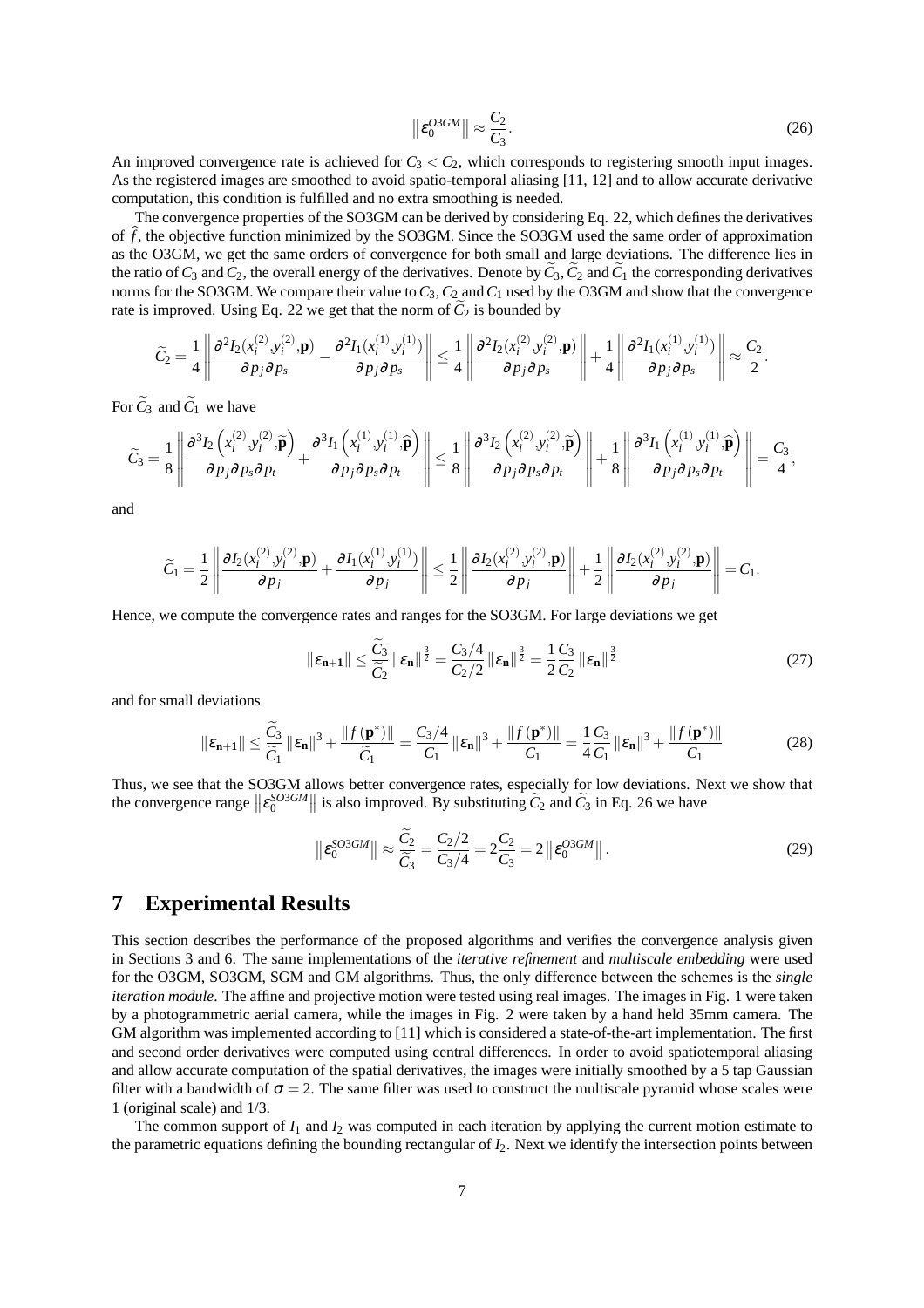$$\left\| \varepsilon_0^{O3GM} \right\| \approx \frac{C_2}{C_3}. \tag{26}$$

An improved convergence rate is achieved for $C_3 < C_2$, which corresponds to registering smooth input images. As the registered images are smoothed to avoid spatio-temporal aliasing [11, 12] and to allow accurate derivative computation, this condition is fulfilled and no extra smoothing is needed.

The convergence properties of the SO3GM can be derived by considering Eq. 22, which defines the derivatives of $\widehat{f}$, the objective function minimized by the SO3GM. Since the SO3GM used the same order of approximation as the O3GM, we get the same orders of convergence for both small and large deviations. The difference lies in the ratio of $C_3$ and $C_2$, the overall energy of the derivatives. Denote by $\widetilde{C}_3$, $\widetilde{C}_2$ and $\widetilde{C}_1$ the corresponding derivatives norms for the SO3GM. We compare their value to $C_3$, $C_2$ and $C_1$ used by the O3GM and show that the convergence rate is improved. Using Eq. 22 we get that the norm of $\widetilde{C}_2$ is bounded by

$$\widetilde{C}_2 = \frac{1}{4}\left\| \frac{\partial^2 I_2(x_i^{(2)}, y_i^{(2)}, \mathbf{p})}{\partial p_j \partial p_s} - \frac{\partial^2 I_1(x_i^{(1)}, y_i^{(1)})}{\partial p_j \partial p_s} \right\| \leq \frac{1}{4}\left\| \frac{\partial^2 I_2(x_i^{(2)}, y_i^{(2)}, \mathbf{p})}{\partial p_j \partial p_s} \right\| + \frac{1}{4}\left\| \frac{\partial^2 I_1(x_i^{(1)}, y_i^{(1)})}{\partial p_j \partial p_s} \right\| \approx \frac{C_2}{2}.$$

For $\widetilde{C}_3$ and $\widetilde{C}_1$ we have

$$\widetilde{C}_3 = \frac{1}{8}\left\| \frac{\partial^3 I_2\left(x_i^{(2)}, y_i^{(2)}, \widetilde{\mathbf{p}}\right)}{\partial p_j \partial p_s \partial p_t} + \frac{\partial^3 I_1\left(x_i^{(1)}, y_i^{(1)}, \widehat{\mathbf{p}}\right)}{\partial p_j \partial p_s \partial p_t} \right\| \leq \frac{1}{8}\left\| \frac{\partial^3 I_2\left(x_i^{(2)}, y_i^{(2)}, \widetilde{\mathbf{p}}\right)}{\partial p_j \partial p_s \partial p_t} \right\| + \frac{1}{8}\left\| \frac{\partial^3 I_1\left(x_i^{(1)}, y_i^{(1)}, \widehat{\mathbf{p}}\right)}{\partial p_j \partial p_s \partial p_t} \right\| = \frac{C_3}{4},$$

and

$$\widetilde{C}_1 = \frac{1}{2}\left\| \frac{\partial I_2(x_i^{(2)}, y_i^{(2)}, \mathbf{p})}{\partial p_j} + \frac{\partial I_1(x_i^{(1)}, y_i^{(1)})}{\partial p_j} \right\| \leq \frac{1}{2}\left\| \frac{\partial I_2(x_i^{(2)}, y_i^{(2)}, \mathbf{p})}{\partial p_j} \right\| + \frac{1}{2}\left\| \frac{\partial I_2(x_i^{(2)}, y_i^{(2)}, \mathbf{p})}{\partial p_j} \right\| = C_1.$$

Hence, we compute the convergence rates and ranges for the SO3GM. For large deviations we get

$$\|\varepsilon_{\mathbf{n+1}}\| \leq \frac{\widetilde{C}_3}{\widetilde{C}_2}\|\varepsilon_{\mathbf{n}}\|^{\frac{3}{2}} = \frac{C_3/4}{C_2/2}\|\varepsilon_{\mathbf{n}}\|^{\frac{3}{2}} = \frac{1}{2}\frac{C_3}{C_2}\|\varepsilon_{\mathbf{n}}\|^{\frac{3}{2}} \tag{27}$$

and for small deviations

$$\|\varepsilon_{\mathbf{n+1}}\| \leq \frac{\widetilde{C}_3}{\widetilde{C}_1}\|\varepsilon_{\mathbf{n}}\|^3 + \frac{\|f(\mathbf{p}^*)\|}{\widetilde{C}_1} = \frac{C_3/4}{C_1}\|\varepsilon_{\mathbf{n}}\|^3 + \frac{\|f(\mathbf{p}^*)\|}{C_1} = \frac{1}{4}\frac{C_3}{C_1}\|\varepsilon_{\mathbf{n}}\|^3 + \frac{\|f(\mathbf{p}^*)\|}{C_1} \tag{28}$$

Thus, we see that the SO3GM allows better convergence rates, especially for low deviations. Next we show that the convergence range $\left\| \varepsilon_0^{SO3GM} \right\|$ is also improved. By substituting $\widetilde{C}_2$ and $\widetilde{C}_3$ in Eq. 26 we have

$$\left\| \varepsilon_0^{SO3GM} \right\| \approx \frac{\widetilde{C}_2}{\widetilde{C}_3} = \frac{C_2/2}{C_3/4} = 2\frac{C_2}{C_3} = 2\left\| \varepsilon_0^{O3GM} \right\|. \tag{29}$$

# 7 Experimental Results

This section describes the performance of the proposed algorithms and verifies the convergence analysis given in Sections 3 and 6. The same implementations of the *iterative refinement* and *multiscale embedding* were used for the O3GM, SO3GM, SGM and GM algorithms. Thus, the only difference between the schemes is the *single iteration module*. The affine and projective motion were tested using real images. The images in Fig. 1 were taken by a photogrammetric aerial camera, while the images in Fig. 2 were taken by a hand held 35mm camera. The GM algorithm was implemented according to [11] which is considered a state-of-the-art implementation. The first and second order derivatives were computed using central differences. In order to avoid spatiotemporal aliasing and allow accurate computation of the spatial derivatives, the images were initially smoothed by a 5 tap Gaussian filter with a bandwidth of $\sigma = 2$. The same filter was used to construct the multiscale pyramid whose scales were 1 (original scale) and 1/3.

The common support of $I_1$ and $I_2$ was computed in each iteration by applying the current motion estimate to the parametric equations defining the bounding rectangular of $I_2$. Next we identify the intersection points between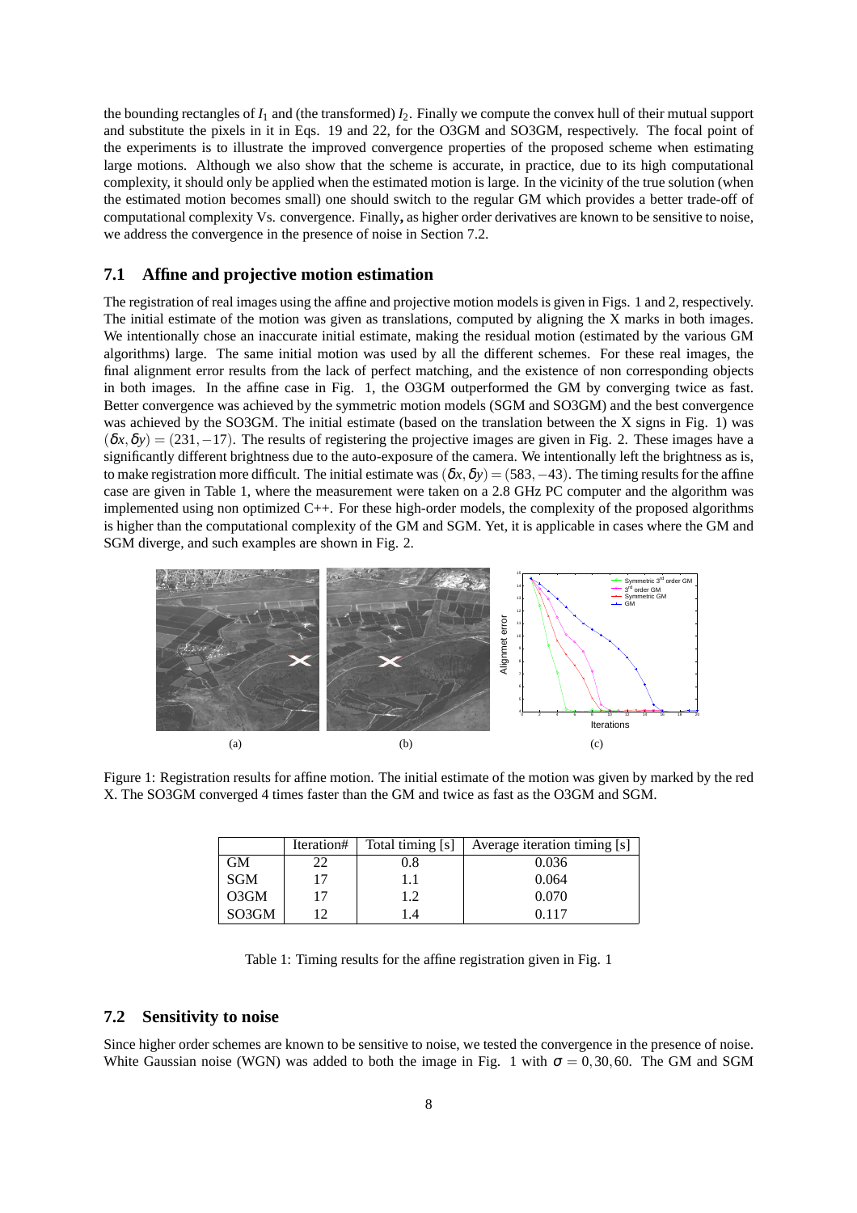the bounding rectangles of $I_1$ and (the transformed) $I_2$. Finally we compute the convex hull of their mutual support and substitute the pixels in it in Eqs. 19 and 22, for the O3GM and SO3GM, respectively. The focal point of the experiments is to illustrate the improved convergence properties of the proposed scheme when estimating large motions. Although we also show that the scheme is accurate, in practice, due to its high computational complexity, it should only be applied when the estimated motion is large. In the vicinity of the true solution (when the estimated motion becomes small) one should switch to the regular GM which provides a better trade-off of computational complexity Vs. convergence. Finally**,** as higher order derivatives are known to be sensitive to noise, we address the convergence in the presence of noise in Section 7.2.

## 7.1 Affine and projective motion estimation

The registration of real images using the affine and projective motion models is given in Figs. 1 and 2, respectively. The initial estimate of the motion was given as translations, computed by aligning the X marks in both images. We intentionally chose an inaccurate initial estimate, making the residual motion (estimated by the various GM algorithms) large. The same initial motion was used by all the different schemes. For these real images, the final alignment error results from the lack of perfect matching, and the existence of non corresponding objects in both images. In the affine case in Fig. 1, the O3GM outperformed the GM by converging twice as fast. Better convergence was achieved by the symmetric motion models (SGM and SO3GM) and the best convergence was achieved by the SO3GM. The initial estimate (based on the translation between the X signs in Fig. 1) was $(\delta x, \delta y) = (231, -17)$. The results of registering the projective images are given in Fig. 2. These images have a significantly different brightness due to the auto-exposure of the camera. We intentionally left the brightness as is, to make registration more difficult. The initial estimate was $(\delta x, \delta y) = (583, -43)$. The timing results for the affine case are given in Table 1, where the measurement were taken on a 2.8 GHz PC computer and the algorithm was implemented using non optimized C++. For these high-order models, the complexity of the proposed algorithms is higher than the computational complexity of the GM and SGM. Yet, it is applicable in cases where the GM and SGM diverge, and such examples are shown in Fig. 2.

(a) (b) (c)

Figure 1: Registration results for affine motion. The initial estimate of the motion was given by marked by the red X. The SO3GM converged 4 times faster than the GM and twice as fast as the O3GM and SGM.

| | Iteration# | Total timing [s] | Average iteration timing [s] |
|---|---|---|---|
| GM | 22 | 0.8 | 0.036 |
| SGM | 17 | 1.1 | 0.064 |
| O3GM | 17 | 1.2 | 0.070 |
| SO3GM | 12 | 1.4 | 0.117 |

Table 1: Timing results for the affine registration given in Fig. 1

## 7.2 Sensitivity to noise

Since higher order schemes are known to be sensitive to noise, we tested the convergence in the presence of noise. White Gaussian noise (WGN) was added to both the image in Fig. 1 with $\sigma = 0, 30, 60$. The GM and SGM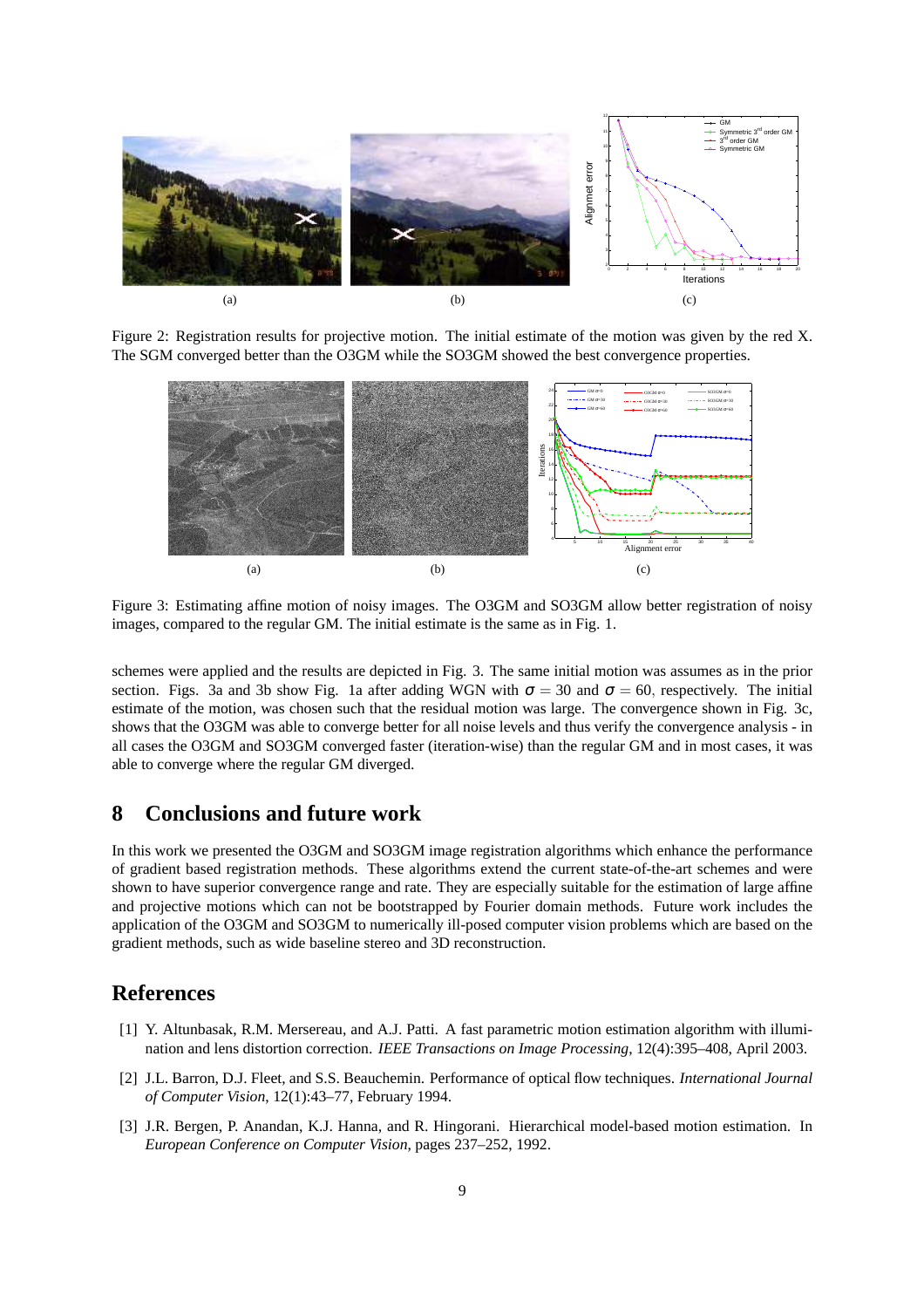(a) (b) (c)

Figure 2: Registration results for projective motion. The initial estimate of the motion was given by the red X. The SGM converged better than the O3GM while the SO3GM showed the best convergence properties.

(a) (b) (c)

Figure 3: Estimating affine motion of noisy images. The O3GM and SO3GM allow better registration of noisy images, compared to the regular GM. The initial estimate is the same as in Fig. 1.

schemes were applied and the results are depicted in Fig. 3. The same initial motion was assumes as in the prior section. Figs. 3a and 3b show Fig. 1a after adding WGN with $\sigma = 30$ and $\sigma = 60$, respectively. The initial estimate of the motion, was chosen such that the residual motion was large. The convergence shown in Fig. 3c, shows that the O3GM was able to converge better for all noise levels and thus verify the convergence analysis - in all cases the O3GM and SO3GM converged faster (iteration-wise) than the regular GM and in most cases, it was able to converge where the regular GM diverged.

## 8 Conclusions and future work

In this work we presented the O3GM and SO3GM image registration algorithms which enhance the performance of gradient based registration methods. These algorithms extend the current state-of-the-art schemes and were shown to have superior convergence range and rate. They are especially suitable for the estimation of large affine and projective motions which can not be bootstrapped by Fourier domain methods. Future work includes the application of the O3GM and SO3GM to numerically ill-posed computer vision problems which are based on the gradient methods, such as wide baseline stereo and 3D reconstruction.

## References

[1] Y. Altunbasak, R.M. Mersereau, and A.J. Patti. A fast parametric motion estimation algorithm with illumination and lens distortion correction. *IEEE Transactions on Image Processing*, 12(4):395–408, April 2003.

[2] J.L. Barron, D.J. Fleet, and S.S. Beauchemin. Performance of optical flow techniques. *International Journal of Computer Vision*, 12(1):43–77, February 1994.

[3] J.R. Bergen, P. Anandan, K.J. Hanna, and R. Hingorani. Hierarchical model-based motion estimation. In *European Conference on Computer Vision*, pages 237–252, 1992.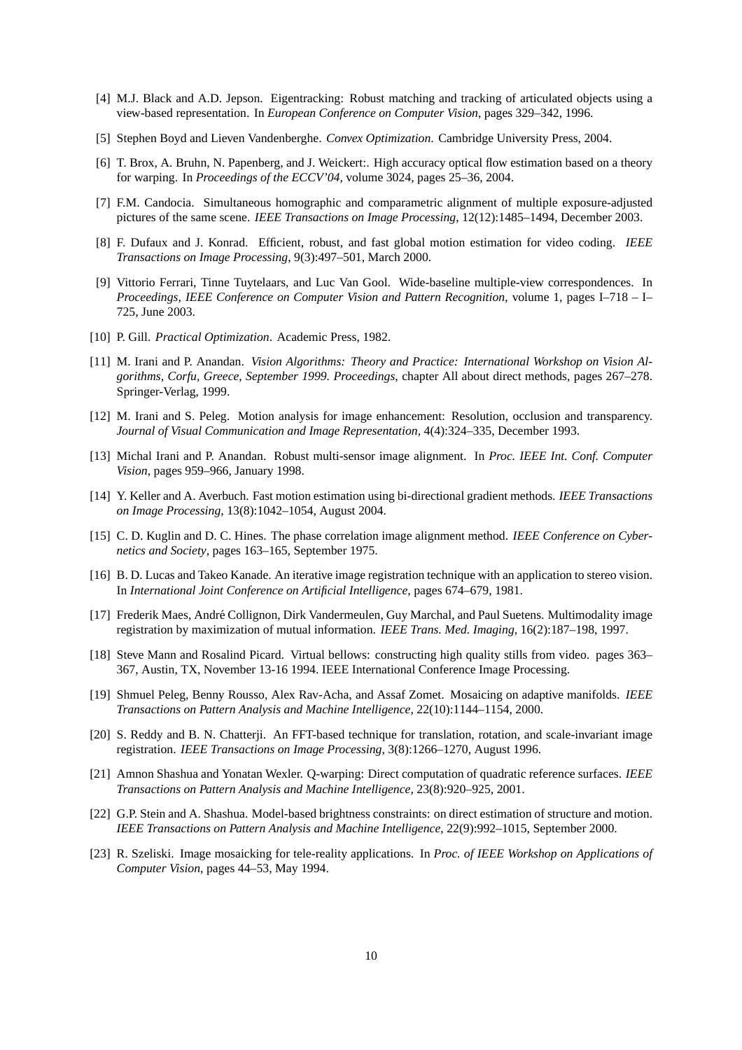[4] M.J. Black and A.D. Jepson. Eigentracking: Robust matching and tracking of articulated objects using a view-based representation. In *European Conference on Computer Vision*, pages 329–342, 1996.

[5] Stephen Boyd and Lieven Vandenberghe. *Convex Optimization*. Cambridge University Press, 2004.

[6] T. Brox, A. Bruhn, N. Papenberg, and J. Weickert:. High accuracy optical flow estimation based on a theory for warping. In *Proceedings of the ECCV'04*, volume 3024, pages 25–36, 2004.

[7] F.M. Candocia. Simultaneous homographic and comparametric alignment of multiple exposure-adjusted pictures of the same scene. *IEEE Transactions on Image Processing*, 12(12):1485–1494, December 2003.

[8] F. Dufaux and J. Konrad. Efficient, robust, and fast global motion estimation for video coding. *IEEE Transactions on Image Processing*, 9(3):497–501, March 2000.

[9] Vittorio Ferrari, Tinne Tuytelaars, and Luc Van Gool. Wide-baseline multiple-view correspondences. In *Proceedings, IEEE Conference on Computer Vision and Pattern Recognition*, volume 1, pages I–718 – I–725, June 2003.

[10] P. Gill. *Practical Optimization*. Academic Press, 1982.

[11] M. Irani and P. Anandan. *Vision Algorithms: Theory and Practice: International Workshop on Vision Algorithms, Corfu, Greece, September 1999. Proceedings*, chapter All about direct methods, pages 267–278. Springer-Verlag, 1999.

[12] M. Irani and S. Peleg. Motion analysis for image enhancement: Resolution, occlusion and transparency. *Journal of Visual Communication and Image Representation*, 4(4):324–335, December 1993.

[13] Michal Irani and P. Anandan. Robust multi-sensor image alignment. In *Proc. IEEE Int. Conf. Computer Vision*, pages 959–966, January 1998.

[14] Y. Keller and A. Averbuch. Fast motion estimation using bi-directional gradient methods. *IEEE Transactions on Image Processing*, 13(8):1042–1054, August 2004.

[15] C. D. Kuglin and D. C. Hines. The phase correlation image alignment method. *IEEE Conference on Cybernetics and Society*, pages 163–165, September 1975.

[16] B. D. Lucas and Takeo Kanade. An iterative image registration technique with an application to stereo vision. In *International Joint Conference on Artificial Intelligence*, pages 674–679, 1981.

[17] Frederik Maes, André Collignon, Dirk Vandermeulen, Guy Marchal, and Paul Suetens. Multimodality image registration by maximization of mutual information. *IEEE Trans. Med. Imaging*, 16(2):187–198, 1997.

[18] Steve Mann and Rosalind Picard. Virtual bellows: constructing high quality stills from video. pages 363–367, Austin, TX, November 13-16 1994. IEEE International Conference Image Processing.

[19] Shmuel Peleg, Benny Rousso, Alex Rav-Acha, and Assaf Zomet. Mosaicing on adaptive manifolds. *IEEE Transactions on Pattern Analysis and Machine Intelligence*, 22(10):1144–1154, 2000.

[20] S. Reddy and B. N. Chatterji. An FFT-based technique for translation, rotation, and scale-invariant image registration. *IEEE Transactions on Image Processing*, 3(8):1266–1270, August 1996.

[21] Amnon Shashua and Yonatan Wexler. Q-warping: Direct computation of quadratic reference surfaces. *IEEE Transactions on Pattern Analysis and Machine Intelligence*, 23(8):920–925, 2001.

[22] G.P. Stein and A. Shashua. Model-based brightness constraints: on direct estimation of structure and motion. *IEEE Transactions on Pattern Analysis and Machine Intelligence*, 22(9):992–1015, September 2000.

[23] R. Szeliski. Image mosaicking for tele-reality applications. In *Proc. of IEEE Workshop on Applications of Computer Vision*, pages 44–53, May 1994.